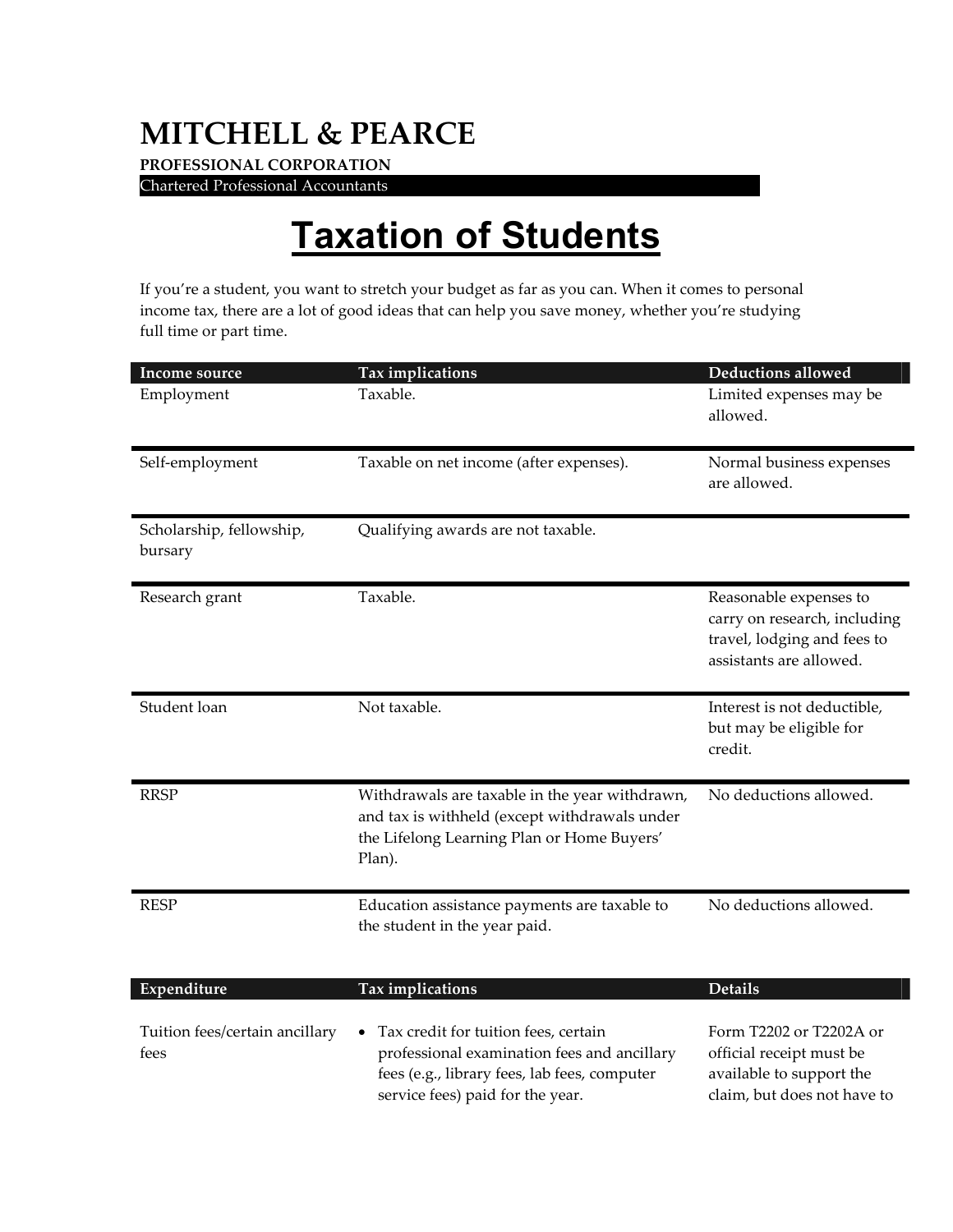# MITCHELL & PEARCE

**PROFESSIONAL CORPORATION**

Chartered Professional Accountants

# Taxation of Students

If you're a student, you want to stretch your budget as far as you can. When it comes to personal income tax, there are a lot of good ideas that can help you save money, whether you're studying full time or part time.

| Income source | Tax implications | Deductions allowed |
|---|---|---|
| Employment | Taxable. | Limited expenses may be allowed. |
| Self-employment | Taxable on net income (after expenses). | Normal business expenses are allowed. |
| Scholarship, fellowship, bursary | Qualifying awards are not taxable. | |
| Research grant | Taxable. | Reasonable expenses to carry on research, including travel, lodging and fees to assistants are allowed. |
| Student loan | Not taxable. | Interest is not deductible, but may be eligible for credit. |
| RRSP | Withdrawals are taxable in the year withdrawn, and tax is withheld (except withdrawals under the Lifelong Learning Plan or Home Buyers' Plan). | No deductions allowed. |
| RESP | Education assistance payments are taxable to the student in the year paid. | No deductions allowed. |

| Expenditure | Tax implications | Details |
|---|---|---|
| Tuition fees/certain ancillary fees | • Tax credit for tuition fees, certain professional examination fees and ancillary fees (e.g., library fees, lab fees, computer service fees) paid for the year. | Form T2202 or T2202A or official receipt must be available to support the claim, but does not have to |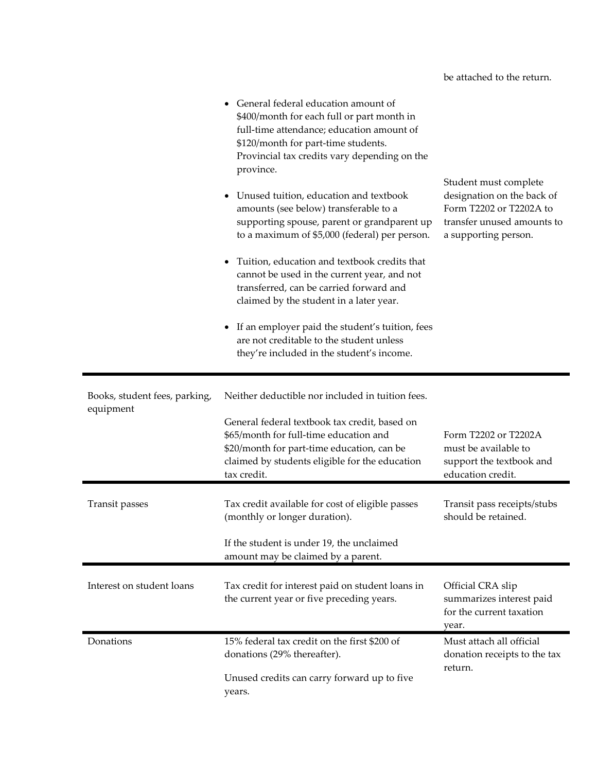| | | |
|---|---|---|
| | | be attached to the return. |
| | • General federal education amount of \$400/month for each full or part month in full-time attendance; education amount of \$120/month for part-time students. Provincial tax credits vary depending on the province.<br><br>• Unused tuition, education and textbook amounts (see below) transferable to a supporting spouse, parent or grandparent up to a maximum of \$5,000 (federal) per person.<br><br>• Tuition, education and textbook credits that cannot be used in the current year, and not transferred, can be carried forward and claimed by the student in a later year.<br><br>• If an employer paid the student's tuition, fees are not creditable to the student unless they're included in the student's income. | Student must complete designation on the back of Form T2202 or T2202A to transfer unused amounts to a supporting person. |
| Books, student fees, parking, equipment | Neither deductible nor included in tuition fees.<br><br>General federal textbook tax credit, based on \$65/month for full-time education and \$20/month for part-time education, can be claimed by students eligible for the education tax credit. | Form T2202 or T2202A must be available to support the textbook and education credit. |
| Transit passes | Tax credit available for cost of eligible passes (monthly or longer duration).<br><br>If the student is under 19, the unclaimed amount may be claimed by a parent. | Transit pass receipts/stubs should be retained. |
| Interest on student loans | Tax credit for interest paid on student loans in the current year or five preceding years. | Official CRA slip summarizes interest paid for the current taxation year. |
| Donations | 15% federal tax credit on the first \$200 of donations (29% thereafter).<br><br>Unused credits can carry forward up to five years. | Must attach all official donation receipts to the tax return. |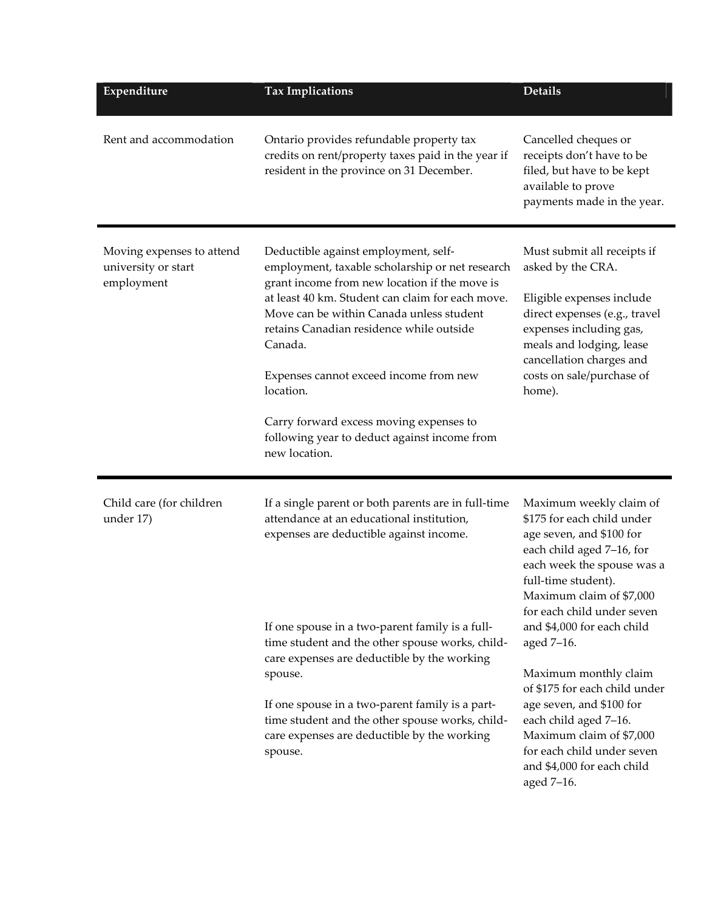| Expenditure | Tax Implications | Details |
| --- | --- | --- |
| Rent and accommodation | Ontario provides refundable property tax credits on rent/property taxes paid in the year if resident in the province on 31 December. | Cancelled cheques or receipts don't have to be filed, but have to be kept available to prove payments made in the year. |
| Moving expenses to attend university or start employment | Deductible against employment, self-employment, taxable scholarship or net research grant income from new location if the move is at least 40 km. Student can claim for each move. Move can be within Canada unless student retains Canadian residence while outside Canada.<br><br>Expenses cannot exceed income from new location.<br><br>Carry forward excess moving expenses to following year to deduct against income from new location. | Must submit all receipts if asked by the CRA.<br><br>Eligible expenses include direct expenses (e.g., travel expenses including gas, meals and lodging, lease cancellation charges and costs on sale/purchase of home). |
| Child care (for children under 17) | If a single parent or both parents are in full-time attendance at an educational institution, expenses are deductible against income.<br><br>If one spouse in a two-parent family is a full-time student and the other spouse works, child-care expenses are deductible by the working spouse. | Maximum weekly claim of $175 for each child under age seven, and $100 for each child aged 7–16, for each week the spouse was a full-time student). Maximum claim of $7,000 for each child under seven and $4,000 for each child aged 7–16. |
| | If one spouse in a two-parent family is a part-time student and the other spouse works, child-care expenses are deductible by the working spouse. | Maximum monthly claim of $175 for each child under age seven, and $100 for each child aged 7–16. Maximum claim of $7,000 for each child under seven and $4,000 for each child aged 7–16. |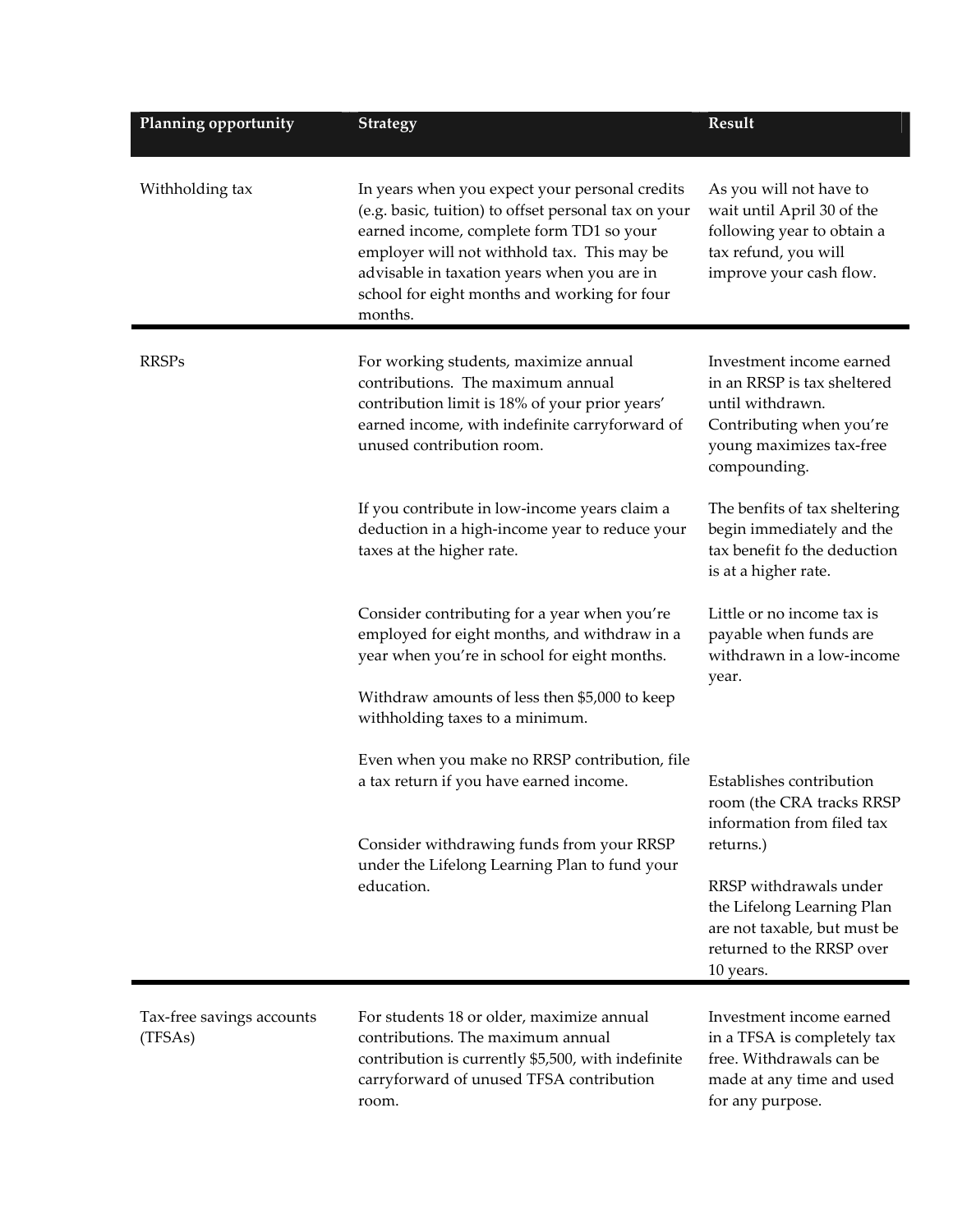| Planning opportunity | Strategy | Result |
| --- | --- | --- |
| Withholding tax | In years when you expect your personal credits (e.g. basic, tuition) to offset personal tax on your earned income, complete form TD1 so your employer will not withhold tax. This may be advisable in taxation years when you are in school for eight months and working for four months. | As you will not have to wait until April 30 of the following year to obtain a tax refund, you will improve your cash flow. |
| RRSPs | For working students, maximize annual contributions. The maximum annual contribution limit is 18% of your prior years' earned income, with indefinite carryforward of unused contribution room. | Investment income earned in an RRSP is tax sheltered until withdrawn. Contributing when you're young maximizes tax-free compounding. |
| | If you contribute in low-income years claim a deduction in a high-income year to reduce your taxes at the higher rate. | The benfits of tax sheltering begin immediately and the tax benefit fo the deduction is at a higher rate. |
| | Consider contributing for a year when you're employed for eight months, and withdraw in a year when you're in school for eight months.<br><br>Withdraw amounts of less then $5,000 to keep withholding taxes to a minimum. | Little or no income tax is payable when funds are withdrawn in a low-income year. |
| | Even when you make no RRSP contribution, file a tax return if you have earned income. | Establishes contribution room (the CRA tracks RRSP information from filed tax returns.) |
| | Consider withdrawing funds from your RRSP under the Lifelong Learning Plan to fund your education. | RRSP withdrawals under the Lifelong Learning Plan are not taxable, but must be returned to the RRSP over 10 years. |
| Tax-free savings accounts (TFSAs) | For students 18 or older, maximize annual contributions. The maximum annual contribution is currently $5,500, with indefinite carryforward of unused TFSA contribution room. | Investment income earned in a TFSA is completely tax free. Withdrawals can be made at any time and used for any purpose. |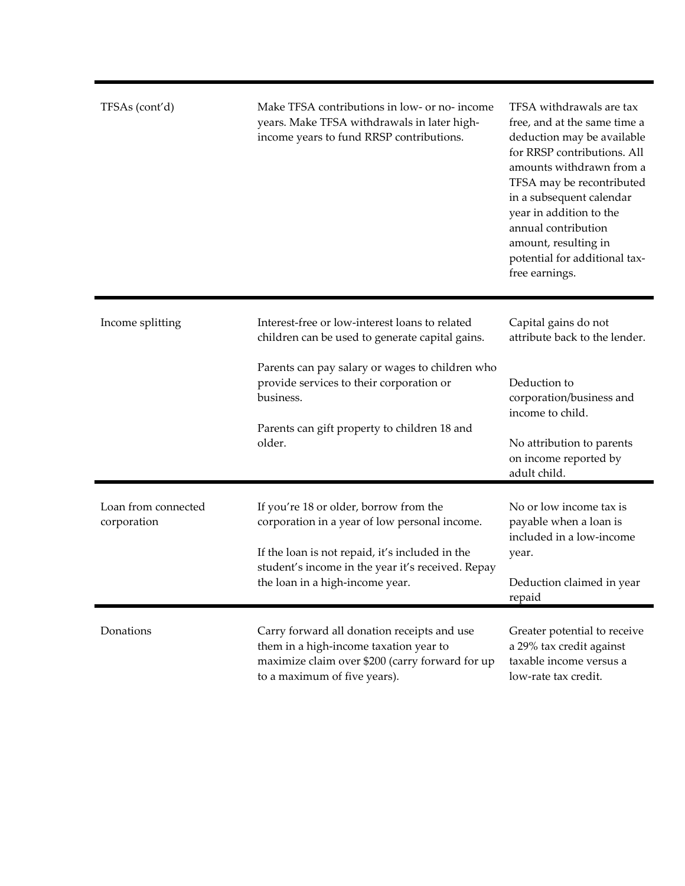| | | |
|---|---|---|
| TFSAs (cont'd) | Make TFSA contributions in low- or no- income years. Make TFSA withdrawals in later high-income years to fund RRSP contributions. | TFSA withdrawals are tax free, and at the same time a deduction may be available for RRSP contributions. All amounts withdrawn from a TFSA may be recontributed in a subsequent calendar year in addition to the annual contribution amount, resulting in potential for additional tax-free earnings. |
| Income splitting | Interest-free or low-interest loans to related children can be used to generate capital gains.<br><br>Parents can pay salary or wages to children who provide services to their corporation or business.<br><br>Parents can gift property to children 18 and older. | Capital gains do not attribute back to the lender.<br><br>Deduction to corporation/business and income to child.<br><br>No attribution to parents on income reported by adult child. |
| Loan from connected corporation | If you're 18 or older, borrow from the corporation in a year of low personal income.<br><br>If the loan is not repaid, it's included in the student's income in the year it's received. Repay the loan in a high-income year. | No or low income tax is payable when a loan is included in a low-income year.<br><br>Deduction claimed in year repaid |
| Donations | Carry forward all donation receipts and use them in a high-income taxation year to maximize claim over $200 (carry forward for up to a maximum of five years). | Greater potential to receive a 29% tax credit against taxable income versus a low-rate tax credit. |